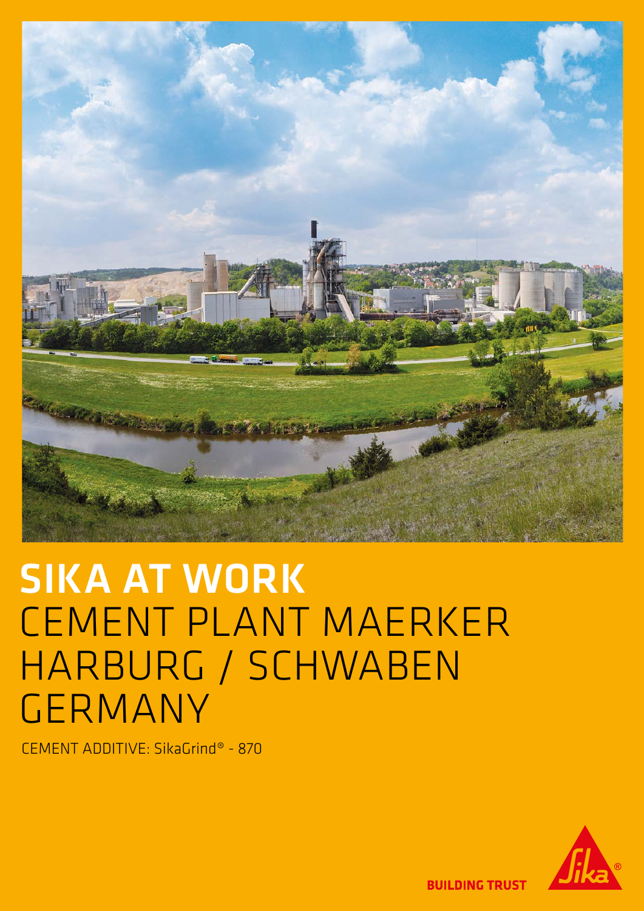# SIKA AT WORK

## CEMENT PLANT MAERKER HARBURG / SCHWABEN GERMANY

CEMENT ADDITIVE: SikaGrind® - 870

BUILDING TRUST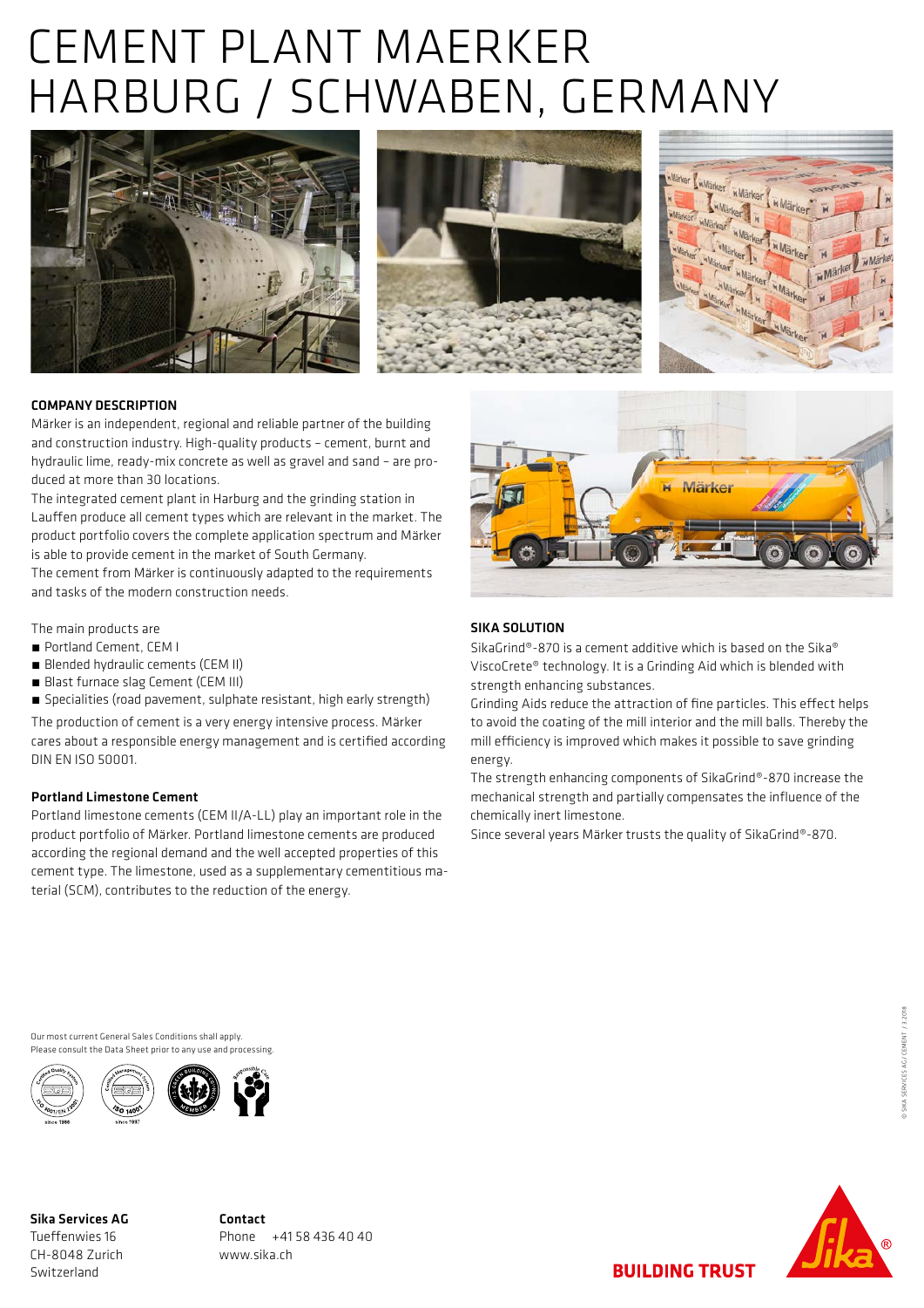# CEMENT PLANT MAERKER HARBURG / SCHWABEN, GERMANY

## COMPANY DESCRIPTION

Märker is an independent, regional and reliable partner of the building and construction industry. High-quality products – cement, burnt and hydraulic lime, ready-mix concrete as well as gravel and sand – are produced at more than 30 locations.

The integrated cement plant in Harburg and the grinding station in Lauffen produce all cement types which are relevant in the market. The product portfolio covers the complete application spectrum and Märker is able to provide cement in the market of South Germany.

The cement from Märker is continuously adapted to the requirements and tasks of the modern construction needs.

The main products are

- Portland Cement, CEM I
- Blended hydraulic cements (CEM II)
- Blast furnace slag Cement (CEM III)
- Specialities (road pavement, sulphate resistant, high early strength)

The production of cement is a very energy intensive process. Märker cares about a responsible energy management and is certified according DIN EN ISO 50001.

### Portland Limestone Cement

Portland limestone cements (CEM II/A-LL) play an important role in the product portfolio of Märker. Portland limestone cements are produced according the regional demand and the well accepted properties of this cement type. The limestone, used as a supplementary cementitious material (SCM), contributes to the reduction of the energy.

## SIKA SOLUTION

SikaGrind®-870 is a cement additive which is based on the Sika® ViscoCrete® technology. It is a Grinding Aid which is blended with strength enhancing substances.

Grinding Aids reduce the attraction of fine particles. This effect helps to avoid the coating of the mill interior and the mill balls. Thereby the mill efficiency is improved which makes it possible to save grinding energy.

The strength enhancing components of SikaGrind®-870 increase the mechanical strength and partially compensates the influence of the chemically inert limestone.

Since several years Märker trusts the quality of SikaGrind®-870.

Our most current General Sales Conditions shall apply.
Please consult the Data Sheet prior to any use and processing.

**Sika Services AG**
Tueffenwies 16
CH-8048 Zurich
Switzerland

**Contact**
Phone +41 58 436 40 40
www.sika.ch

**BUILDING TRUST**